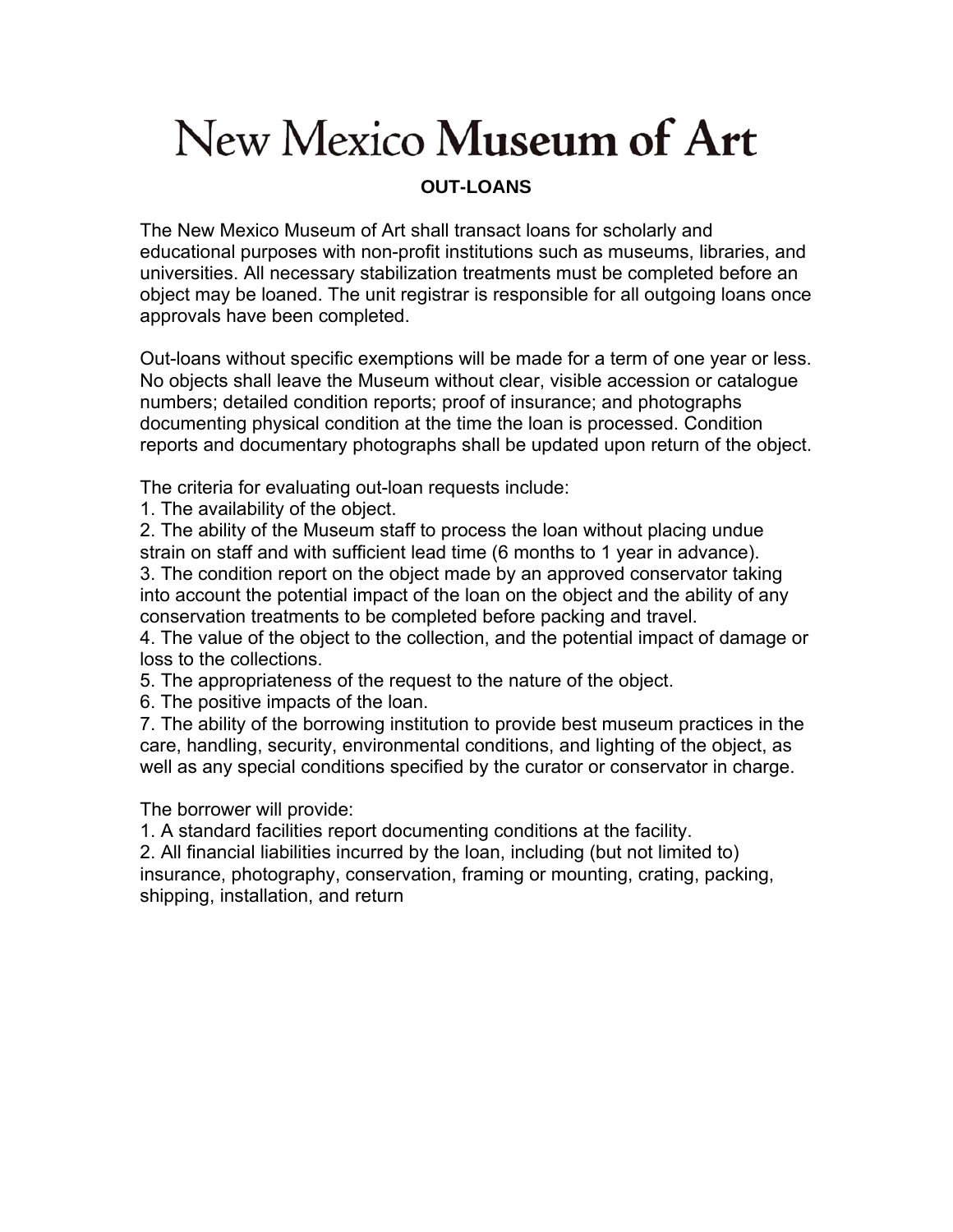# New Mexico Museum of Art

## OUT-LOANS

The New Mexico Museum of Art shall transact loans for scholarly and educational purposes with non-profit institutions such as museums, libraries, and universities. All necessary stabilization treatments must be completed before an object may be loaned. The unit registrar is responsible for all outgoing loans once approvals have been completed.

Out-loans without specific exemptions will be made for a term of one year or less. No objects shall leave the Museum without clear, visible accession or catalogue numbers; detailed condition reports; proof of insurance; and photographs documenting physical condition at the time the loan is processed. Condition reports and documentary photographs shall be updated upon return of the object.

The criteria for evaluating out-loan requests include:

1. The availability of the object.
2. The ability of the Museum staff to process the loan without placing undue strain on staff and with sufficient lead time (6 months to 1 year in advance).
3. The condition report on the object made by an approved conservator taking into account the potential impact of the loan on the object and the ability of any conservation treatments to be completed before packing and travel.
4. The value of the object to the collection, and the potential impact of damage or loss to the collections.
5. The appropriateness of the request to the nature of the object.
6. The positive impacts of the loan.
7. The ability of the borrowing institution to provide best museum practices in the care, handling, security, environmental conditions, and lighting of the object, as well as any special conditions specified by the curator or conservator in charge.

The borrower will provide:

1. A standard facilities report documenting conditions at the facility.
2. All financial liabilities incurred by the loan, including (but not limited to) insurance, photography, conservation, framing or mounting, crating, packing, shipping, installation, and return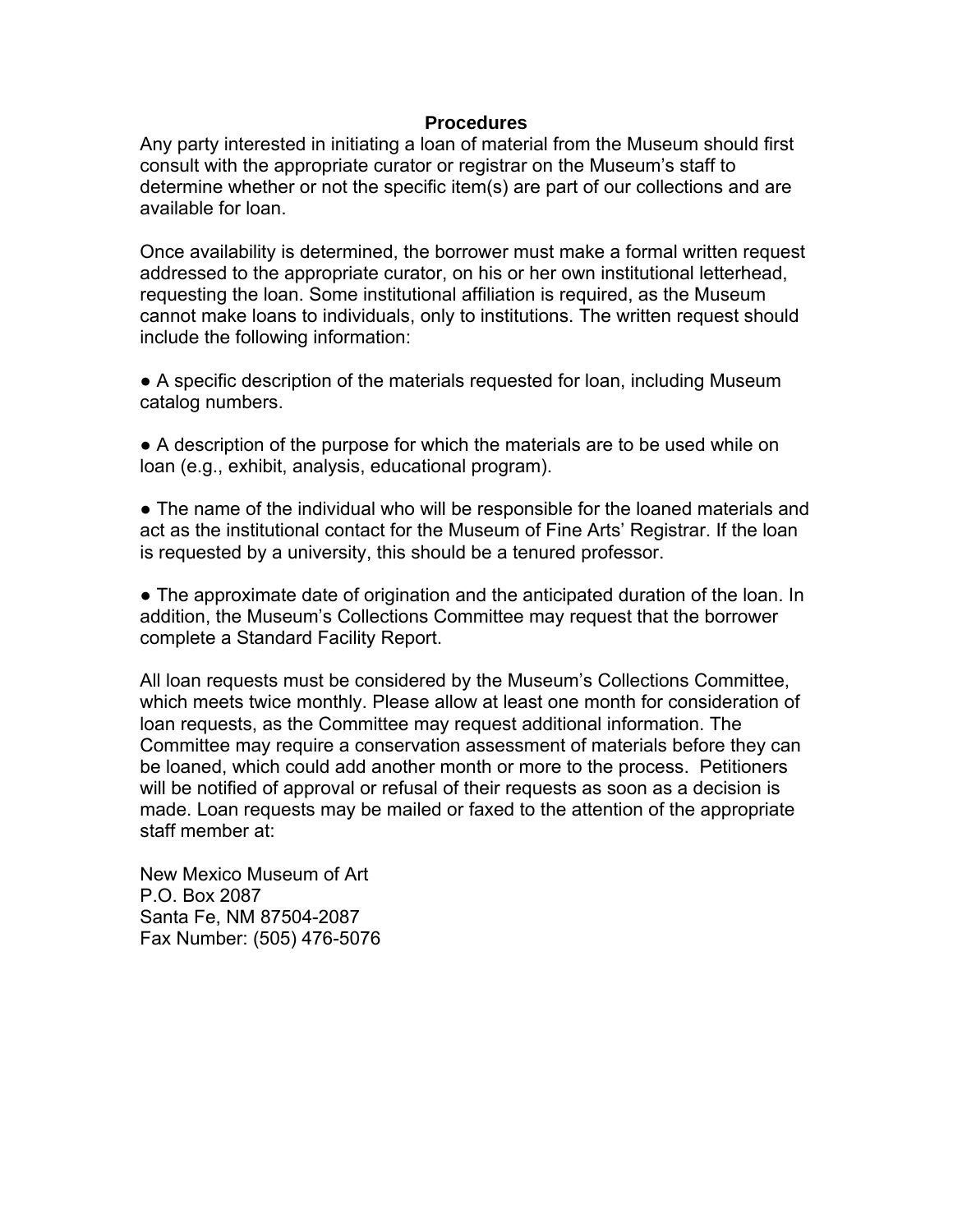## Procedures

Any party interested in initiating a loan of material from the Museum should first consult with the appropriate curator or registrar on the Museum's staff to determine whether or not the specific item(s) are part of our collections and are available for loan.

Once availability is determined, the borrower must make a formal written request addressed to the appropriate curator, on his or her own institutional letterhead, requesting the loan. Some institutional affiliation is required, as the Museum cannot make loans to individuals, only to institutions. The written request should include the following information:

- A specific description of the materials requested for loan, including Museum catalog numbers.

- A description of the purpose for which the materials are to be used while on loan (e.g., exhibit, analysis, educational program).

- The name of the individual who will be responsible for the loaned materials and act as the institutional contact for the Museum of Fine Arts' Registrar. If the loan is requested by a university, this should be a tenured professor.

- The approximate date of origination and the anticipated duration of the loan. In addition, the Museum's Collections Committee may request that the borrower complete a Standard Facility Report.

All loan requests must be considered by the Museum's Collections Committee, which meets twice monthly. Please allow at least one month for consideration of loan requests, as the Committee may request additional information. The Committee may require a conservation assessment of materials before they can be loaned, which could add another month or more to the process. Petitioners will be notified of approval or refusal of their requests as soon as a decision is made. Loan requests may be mailed or faxed to the attention of the appropriate staff member at:

New Mexico Museum of Art
P.O. Box 2087
Santa Fe, NM 87504-2087
Fax Number: (505) 476-5076